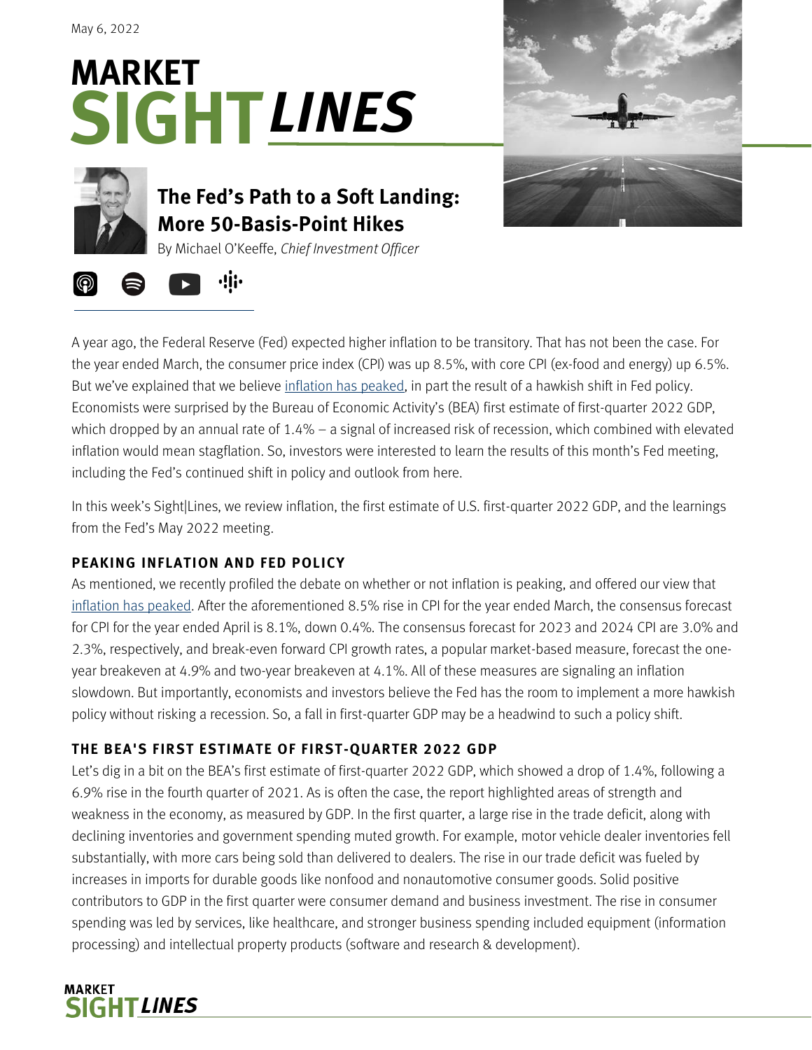May 6, 2022

# MARKET SIGHT*LINES*

## The Fed's Path to a Soft Landing: More 50-Basis-Point Hikes

By Michael O'Keeffe, *Chief Investment Officer*

A year ago, the Federal Reserve (Fed) expected higher inflation to be transitory. That has not been the case. For the year ended March, the consumer price index (CPI) was up 8.5%, with core CPI (ex-food and energy) up 6.5%. But we've explained that we believe inflation has peaked, in part the result of a hawkish shift in Fed policy. Economists were surprised by the Bureau of Economic Activity's (BEA) first estimate of first-quarter 2022 GDP, which dropped by an annual rate of 1.4% – a signal of increased risk of recession, which combined with elevated inflation would mean stagflation. So, investors were interested to learn the results of this month's Fed meeting, including the Fed's continued shift in policy and outlook from here.

In this week's Sight|Lines, we review inflation, the first estimate of U.S. first-quarter 2022 GDP, and the learnings from the Fed's May 2022 meeting.

### PEAKING INFLATION AND FED POLICY

As mentioned, we recently profiled the debate on whether or not inflation is peaking, and offered our view that inflation has peaked. After the aforementioned 8.5% rise in CPI for the year ended March, the consensus forecast for CPI for the year ended April is 8.1%, down 0.4%. The consensus forecast for 2023 and 2024 CPI are 3.0% and 2.3%, respectively, and break-even forward CPI growth rates, a popular market-based measure, forecast the one-year breakeven at 4.9% and two-year breakeven at 4.1%. All of these measures are signaling an inflation slowdown. But importantly, economists and investors believe the Fed has the room to implement a more hawkish policy without risking a recession. So, a fall in first-quarter GDP may be a headwind to such a policy shift.

### THE BEA'S FIRST ESTIMATE OF FIRST-QUARTER 2022 GDP

Let's dig in a bit on the BEA's first estimate of first-quarter 2022 GDP, which showed a drop of 1.4%, following a 6.9% rise in the fourth quarter of 2021. As is often the case, the report highlighted areas of strength and weakness in the economy, as measured by GDP. In the first quarter, a large rise in the trade deficit, along with declining inventories and government spending muted growth. For example, motor vehicle dealer inventories fell substantially, with more cars being sold than delivered to dealers. The rise in our trade deficit was fueled by increases in imports for durable goods like nonfood and nonautomotive consumer goods. Solid positive contributors to GDP in the first quarter were consumer demand and business investment. The rise in consumer spending was led by services, like healthcare, and stronger business spending included equipment (information processing) and intellectual property products (software and research & development).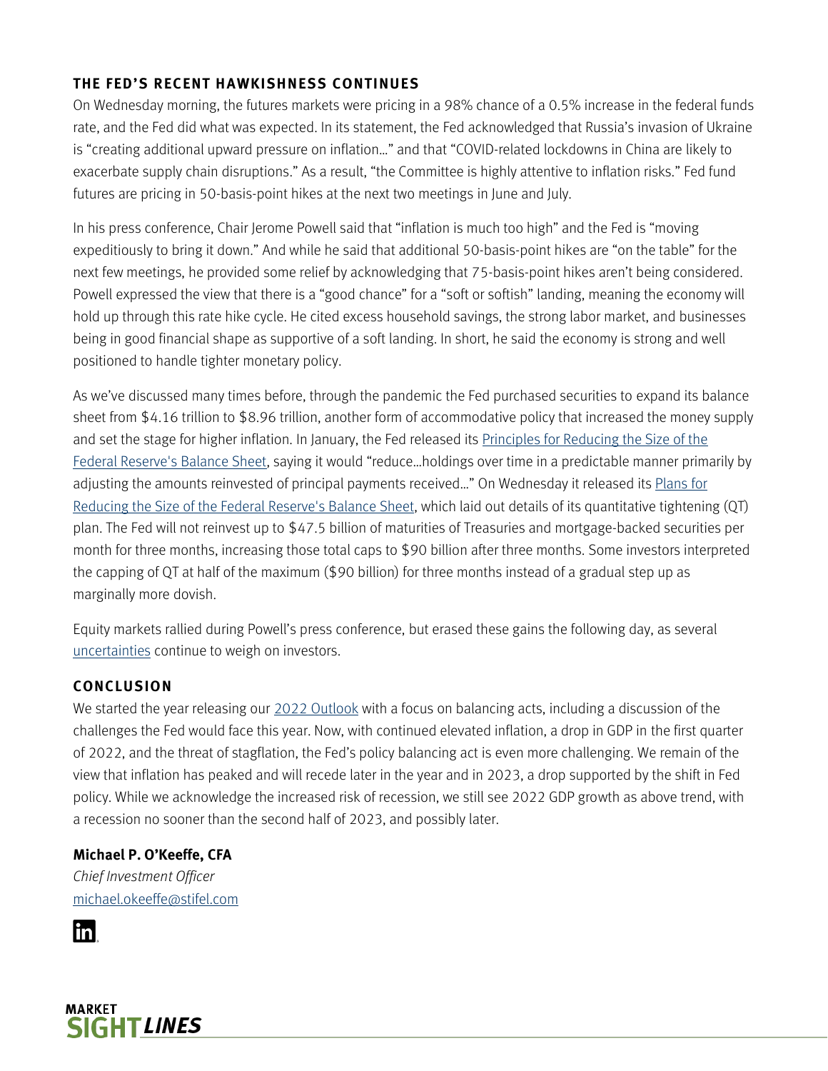## THE FED'S RECENT HAWKISHNESS CONTINUES

On Wednesday morning, the futures markets were pricing in a 98% chance of a 0.5% increase in the federal funds rate, and the Fed did what was expected. In its statement, the Fed acknowledged that Russia's invasion of Ukraine is "creating additional upward pressure on inflation…" and that "COVID-related lockdowns in China are likely to exacerbate supply chain disruptions." As a result, "the Committee is highly attentive to inflation risks." Fed fund futures are pricing in 50-basis-point hikes at the next two meetings in June and July.

In his press conference, Chair Jerome Powell said that "inflation is much too high" and the Fed is "moving expeditiously to bring it down." And while he said that additional 50-basis-point hikes are "on the table" for the next few meetings, he provided some relief by acknowledging that 75-basis-point hikes aren't being considered. Powell expressed the view that there is a "good chance" for a "soft or softish" landing, meaning the economy will hold up through this rate hike cycle. He cited excess household savings, the strong labor market, and businesses being in good financial shape as supportive of a soft landing. In short, he said the economy is strong and well positioned to handle tighter monetary policy.

As we've discussed many times before, through the pandemic the Fed purchased securities to expand its balance sheet from $4.16 trillion to $8.96 trillion, another form of accommodative policy that increased the money supply and set the stage for higher inflation. In January, the Fed released its Principles for Reducing the Size of the Federal Reserve's Balance Sheet, saying it would "reduce…holdings over time in a predictable manner primarily by adjusting the amounts reinvested of principal payments received…" On Wednesday it released its Plans for Reducing the Size of the Federal Reserve's Balance Sheet, which laid out details of its quantitative tightening (QT) plan. The Fed will not reinvest up to $47.5 billion of maturities of Treasuries and mortgage-backed securities per month for three months, increasing those total caps to $90 billion after three months. Some investors interpreted the capping of QT at half of the maximum ($90 billion) for three months instead of a gradual step up as marginally more dovish.

Equity markets rallied during Powell's press conference, but erased these gains the following day, as several uncertainties continue to weigh on investors.

## CONCLUSION

We started the year releasing our 2022 Outlook with a focus on balancing acts, including a discussion of the challenges the Fed would face this year. Now, with continued elevated inflation, a drop in GDP in the first quarter of 2022, and the threat of stagflation, the Fed's policy balancing act is even more challenging. We remain of the view that inflation has peaked and will recede later in the year and in 2023, a drop supported by the shift in Fed policy. While we acknowledge the increased risk of recession, we still see 2022 GDP growth as above trend, with a recession no sooner than the second half of 2023, and possibly later.

**Michael P. O'Keeffe, CFA**
*Chief Investment Officer*
michael.okeeffe@stifel.com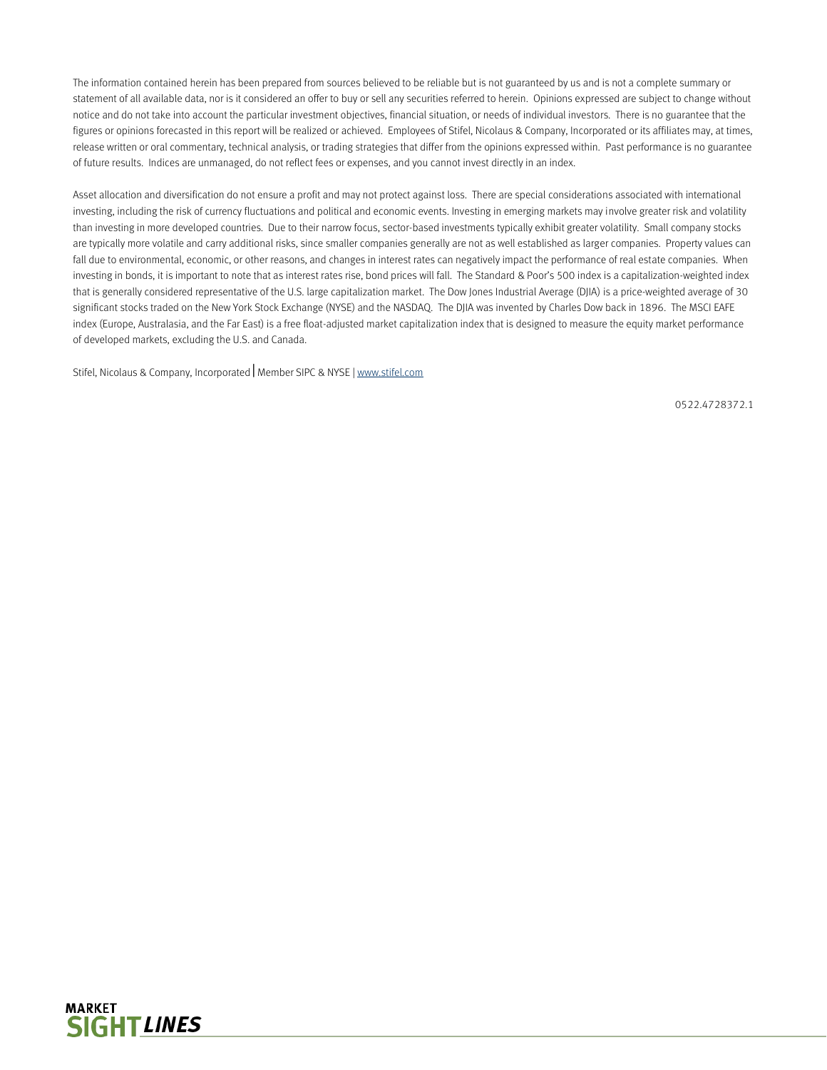The information contained herein has been prepared from sources believed to be reliable but is not guaranteed by us and is not a complete summary or statement of all available data, nor is it considered an offer to buy or sell any securities referred to herein. Opinions expressed are subject to change without notice and do not take into account the particular investment objectives, financial situation, or needs of individual investors. There is no guarantee that the figures or opinions forecasted in this report will be realized or achieved. Employees of Stifel, Nicolaus & Company, Incorporated or its affiliates may, at times, release written or oral commentary, technical analysis, or trading strategies that differ from the opinions expressed within. Past performance is no guarantee of future results. Indices are unmanaged, do not reflect fees or expenses, and you cannot invest directly in an index.

Asset allocation and diversification do not ensure a profit and may not protect against loss. There are special considerations associated with international investing, including the risk of currency fluctuations and political and economic events. Investing in emerging markets may involve greater risk and volatility than investing in more developed countries. Due to their narrow focus, sector-based investments typically exhibit greater volatility. Small company stocks are typically more volatile and carry additional risks, since smaller companies generally are not as well established as larger companies. Property values can fall due to environmental, economic, or other reasons, and changes in interest rates can negatively impact the performance of real estate companies. When investing in bonds, it is important to note that as interest rates rise, bond prices will fall. The Standard & Poor's 500 index is a capitalization-weighted index that is generally considered representative of the U.S. large capitalization market. The Dow Jones Industrial Average (DJIA) is a price-weighted average of 30 significant stocks traded on the New York Stock Exchange (NYSE) and the NASDAQ. The DJIA was invented by Charles Dow back in 1896. The MSCI EAFE index (Europe, Australasia, and the Far East) is a free float-adjusted market capitalization index that is designed to measure the equity market performance of developed markets, excluding the U.S. and Canada.

Stifel, Nicolaus & Company, Incorporated | Member SIPC & NYSE | www.stifel.com

0522.4728372.1